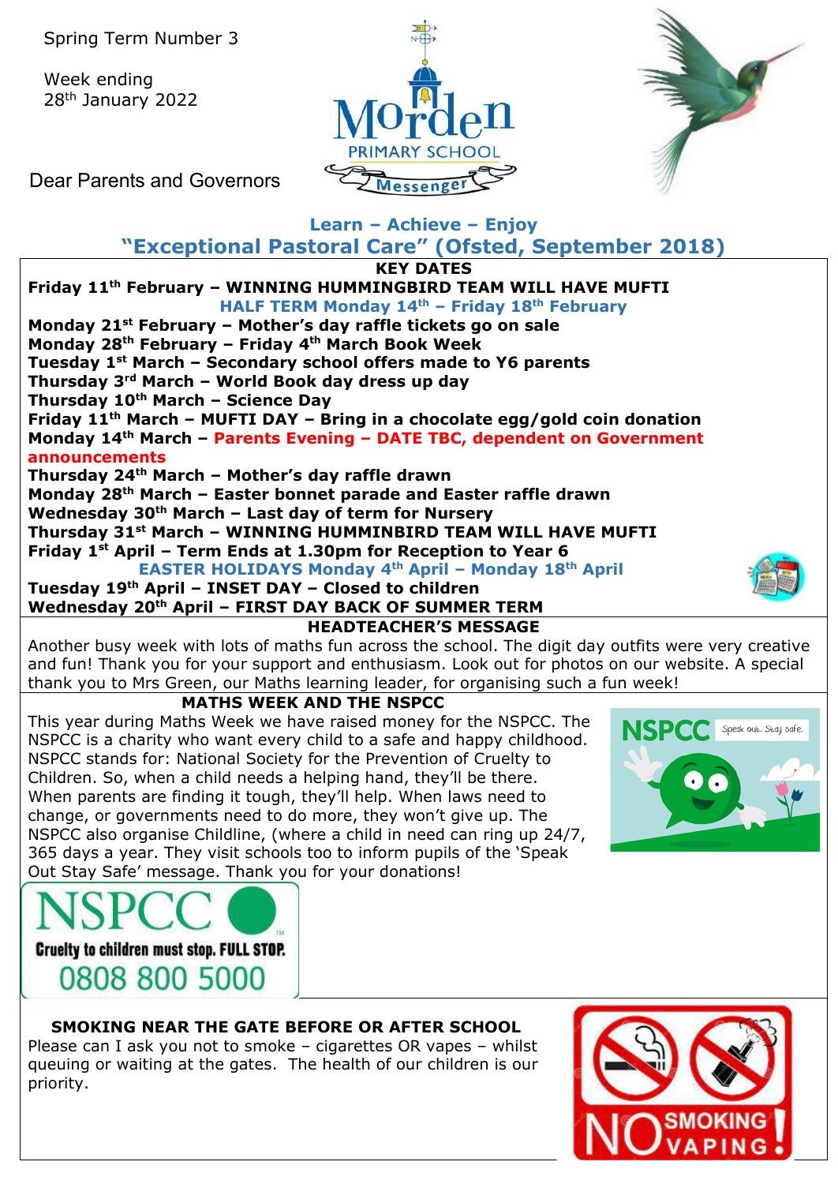Spring Term Number 3

Week ending 28th January 2022

Dear Parents and Governors

Morden PRIMARY SCHOOL Messenger

**Learn – Achieve – Enjoy**

## "Exceptional Pastoral Care" (Ofsted, September 2018)

### KEY DATES

**Friday 11th February – WINNING HUMMINGBIRD TEAM WILL HAVE MUFTI**

**HALF TERM Monday 14th – Friday 18th February**

**Monday 21st February – Mother's day raffle tickets go on sale**

**Monday 28th February – Friday 4th March Book Week**

**Tuesday 1st March – Secondary school offers made to Y6 parents**

**Thursday 3rd March – World Book day dress up day**

**Thursday 10th March – Science Day**

**Friday 11th March – MUFTI DAY – Bring in a chocolate egg/gold coin donation**

**Monday 14th March – Parents Evening – DATE TBC, dependent on Government announcements**

**Thursday 24th March – Mother's day raffle drawn**

**Monday 28th March – Easter bonnet parade and Easter raffle drawn**

**Wednesday 30th March – Last day of term for Nursery**

**Thursday 31st March – WINNING HUMMINBIRD TEAM WILL HAVE MUFTI**

**Friday 1st April – Term Ends at 1.30pm for Reception to Year 6**

**EASTER HOLIDAYS Monday 4th April – Monday 18th April**

**Tuesday 19th April – INSET DAY – Closed to children**

**Wednesday 20th April – FIRST DAY BACK OF SUMMER TERM**

### HEADTEACHER'S MESSAGE

Another busy week with lots of maths fun across the school. The digit day outfits were very creative and fun! Thank you for your support and enthusiasm. Look out for photos on our website. A special thank you to Mrs Green, our Maths learning leader, for organising such a fun week!

### MATHS WEEK AND THE NSPCC

This year during Maths Week we have raised money for the NSPCC. The NSPCC is a charity who want every child to a safe and happy childhood. NSPCC stands for: National Society for the Prevention of Cruelty to Children. So, when a child needs a helping hand, they'll be there. When parents are finding it tough, they'll help. When laws need to change, or governments need to do more, they won't give up. The NSPCC also organise Childline, (where a child in need can ring up 24/7, 365 days a year. They visit schools too to inform pupils of the 'Speak Out Stay Safe' message. Thank you for your donations!

NSPCC

Cruelty to children must stop. FULL STOP.

0808 800 5000

### SMOKING NEAR THE GATE BEFORE OR AFTER SCHOOL

Please can I ask you not to smoke – cigarettes OR vapes – whilst queuing or waiting at the gates. The health of our children is our priority.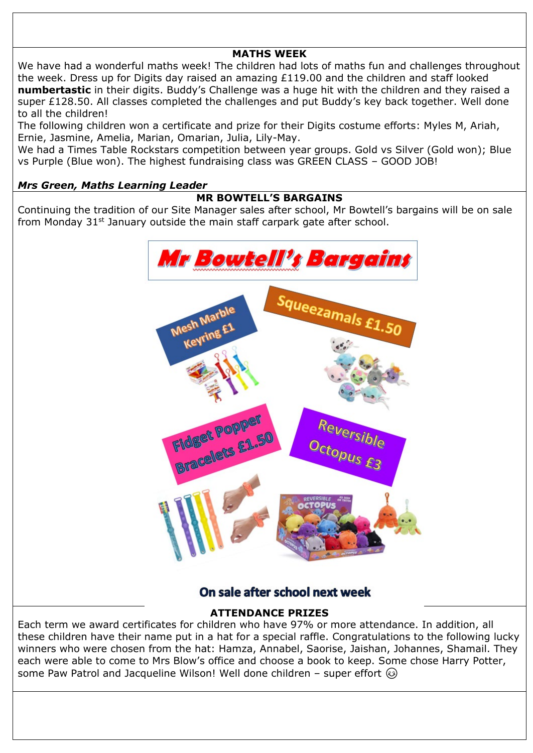## MATHS WEEK

We have had a wonderful maths week! The children had lots of maths fun and challenges throughout the week. Dress up for Digits day raised an amazing £119.00 and the children and staff looked **numbertastic** in their digits. Buddy's Challenge was a huge hit with the children and they raised a super £128.50. All classes completed the challenges and put Buddy's key back together. Well done to all the children!

The following children won a certificate and prize for their Digits costume efforts: Myles M, Ariah, Ernie, Jasmine, Amelia, Marian, Omarian, Julia, Lily-May.

We had a Times Table Rockstars competition between year groups. Gold vs Silver (Gold won); Blue vs Purple (Blue won). The highest fundraising class was GREEN CLASS – GOOD JOB!

***Mrs Green, Maths Learning Leader***

## MR BOWTELL'S BARGAINS

Continuing the tradition of our Site Manager sales after school, Mr Bowtell's bargains will be on sale from Monday 31st January outside the main staff carpark gate after school.

**Mr Bowtell's Bargains**

- Mesh Marble Keyring £1
- Squeezamals £1.50
- Fidget Popper Bracelets £1.50
- Reversible Octopus £3

**On sale after school next week**

## ATTENDANCE PRIZES

Each term we award certificates for children who have 97% or more attendance. In addition, all these children have their name put in a hat for a special raffle. Congratulations to the following lucky winners who were chosen from the hat: Hamza, Annabel, Saorise, Jaishan, Johannes, Shamail. They each were able to come to Mrs Blow's office and choose a book to keep. Some chose Harry Potter, some Paw Patrol and Jacqueline Wilson! Well done children – super effort ☺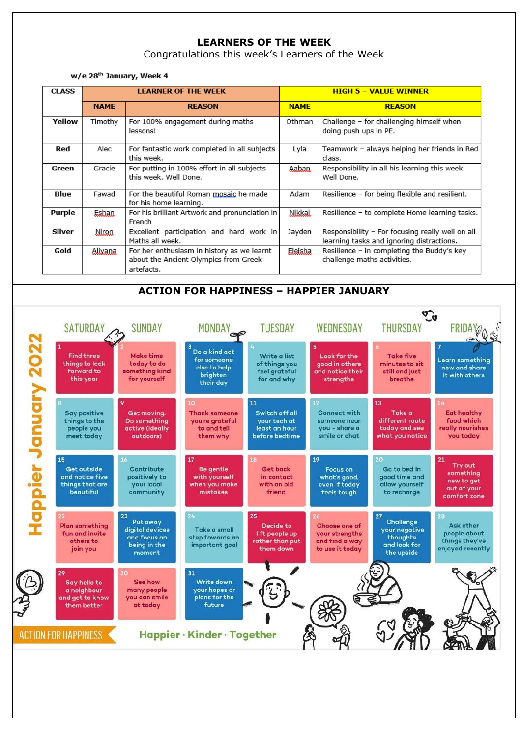# LEARNERS OF THE WEEK

Congratulations this week's Learners of the Week

**w/e 28th January, Week 4**

| CLASS | LEARNER OF THE WEEK | | HIGH 5 – VALUE WINNER | |
|---|---|---|---|---|
| | **NAME** | **REASON** | **NAME** | **REASON** |
| **Yellow** | Timothy | For 100% engagement during maths lessons! | Othman | Challenge – for challenging himself when doing push ups in PE. |
| **Red** | Alec | For fantastic work completed in all subjects this week. | Lyla | Teamwork – always helping her friends in Red class. |
| **Green** | Gracie | For putting in 100% effort in all subjects this week. Well Done. | Aaban | Responsibility in all his learning this week. Well Done. |
| **Blue** | Fawad | For the beautiful Roman mosaic he made for his home learning. | Adam | Resilience – for being flexible and resilient. |
| **Purple** | Eshan | For his brilliant Artwork and pronunciation in French | Nikkai | Resilience – to complete Home learning tasks. |
| **Silver** | Niron | Excellent participation and hard work in Maths all week. | Jayden | Responsibility – For focusing really well on all learning tasks and ignoring distractions. |
| **Gold** | Aliyana | For her enthusiasm in history as we learnt about the Ancient Olympics from Greek artefacts. | Eleisha | Resilience – in completing the Buddy's key challenge maths activities. |

## ACTION FOR HAPPINESS – HAPPIER JANUARY

**Happier January 2022**

| SATURDAY | SUNDAY | MONDAY | TUESDAY | WEDNESDAY | THURSDAY | FRIDAY |
|---|---|---|---|---|---|---|
| | | | | | | |
| 1 Find three things to look forward to this year | 2 Make time today to do something kind for yourself | 3 Do a kind act for someone else to help brighten their day | 4 Write a list of things you feel grateful for and why | 5 Look for the good in others and notice their strengths | 6 Take five minutes to sit still and just breathe | 7 Learn something new and share it with others |
| 8 Say positive things to the people you meet today | 9 Get moving. Do something active (ideally outdoors) | 10 Thank someone you're grateful to and tell them why | 11 Switch off all your tech at least an hour before bedtime | 12 Connect with someone near you - share a smile or chat | 13 Take a different route today and see what you notice | 14 Eat healthy food which really nourishes you today |
| 15 Get outside and notice five things that are beautiful | 16 Contribute positively to your local community | 17 Be gentle with yourself when you make mistakes | 18 Get back in contact with an old friend | 19 Focus on what's good, even if today feels tough | 20 Go to bed in good time and allow yourself to recharge | 21 Try out something new to get out of your comfort zone |
| 22 Plan something fun and invite others to join you | 23 Put away digital devices and focus on being in the moment | 24 Take a small step towards an important goal | 25 Decide to lift people up rather than put them down | 26 Choose one of your strengths and find a way to use it today | 27 Challenge your negative thoughts and look for the upside | 28 Ask other people about things they've enjoyed recently |
| 29 Say hello to a neighbour and get to know them better | 30 See how many people you can smile at today | 31 Write down your hopes or plans for the future | | | | |

ACTION FOR HAPPINESS

Happier · Kinder · Together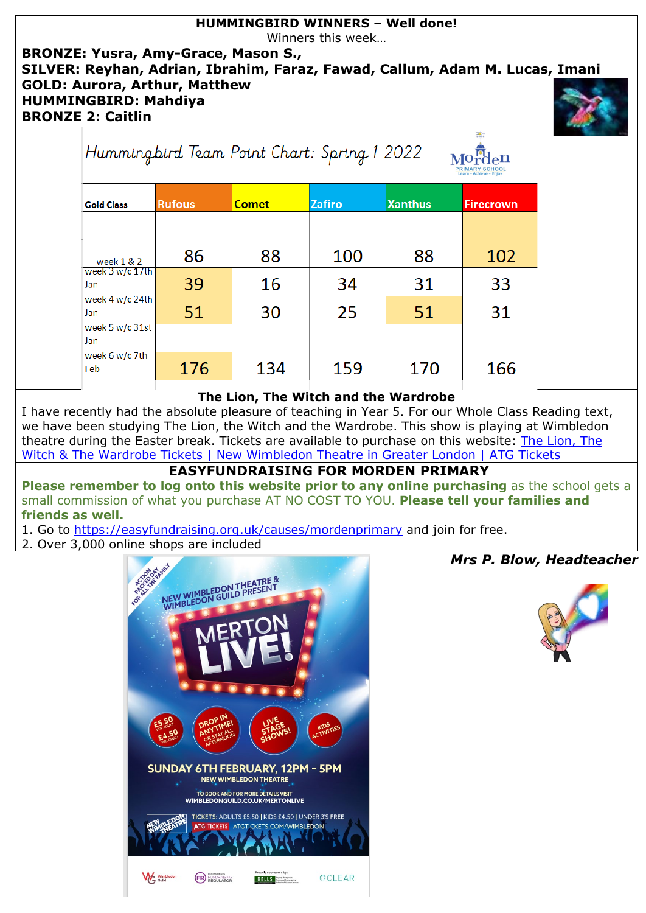**HUMMINGBIRD WINNERS – Well done!**

Winners this week…

**BRONZE: Yusra, Amy-Grace, Mason S.,**
**SILVER: Reyhan, Adrian, Ibrahim, Faraz, Fawad, Callum, Adam M. Lucas, Imani**
**GOLD: Aurora, Arthur, Matthew**
**HUMMINGBIRD: Mahdiya**
**BRONZE 2: Caitlin**

*Hummingbird Team Point Chart: Spring 1 2022*

Morden PRIMARY SCHOOL
Learn · Achieve · Enjoy

| Gold Class | Rufous | Comet | Zafiro | Xanthus | Firecrown |
|---|---|---|---|---|---|
| week 1 & 2 | 86 | 88 | 100 | 88 | 102 |
| week 3 w/c 17th Jan | 39 | 16 | 34 | 31 | 33 |
| week 4 w/c 24th Jan | 51 | 30 | 25 | 51 | 31 |
| week 5 w/c 31st Jan | | | | | |
| week 6 w/c 7th Feb | 176 | 134 | 159 | 170 | 166 |

**The Lion, The Witch and the Wardrobe**

I have recently had the absolute pleasure of teaching in Year 5. For our Whole Class Reading text, we have been studying The Lion, the Witch and the Wardrobe. This show is playing at Wimbledon theatre during the Easter break. Tickets are available to purchase on this website: [The Lion, The Witch & The Wardrobe Tickets | New Wimbledon Theatre in Greater London | ATG Tickets]

**EASYFUNDRAISING FOR MORDEN PRIMARY**

**Please remember to log onto this website prior to any online purchasing** as the school gets a small commission of what you purchase AT NO COST TO YOU. **Please tell your families and friends as well.**

1. Go to https://easyfundraising.org.uk/causes/mordenprimary and join for free.
2. Over 3,000 online shops are included

***Mrs P. Blow, Headteacher***

ACTION PACKED DAY FOR ALL THE FAMILY

NEW WIMBLEDON THEATRE & WIMBLEDON GUILD PRESENT

MERTON LIVE!

£5.50 PER ADULT £4.50 PER CHILD

DROP IN ANYTIME! OR STAY ALL AFTERNOON

LIVE STAGE SHOWS!

KIDS ACTIVITIES

SUNDAY 6TH FEBRUARY, 12PM - 5PM

NEW WIMBLEDON THEATRE

TO BOOK AND FOR MORE DETAILS VISIT WIMBLEDONGUILD.CO.UK/MERTONLIVE

TICKETS: ADULTS £5.50 | KIDS £4.50 | UNDER 3'S FREE

ATG TICKETS ATGTICKETS.COM/WIMBLEDON